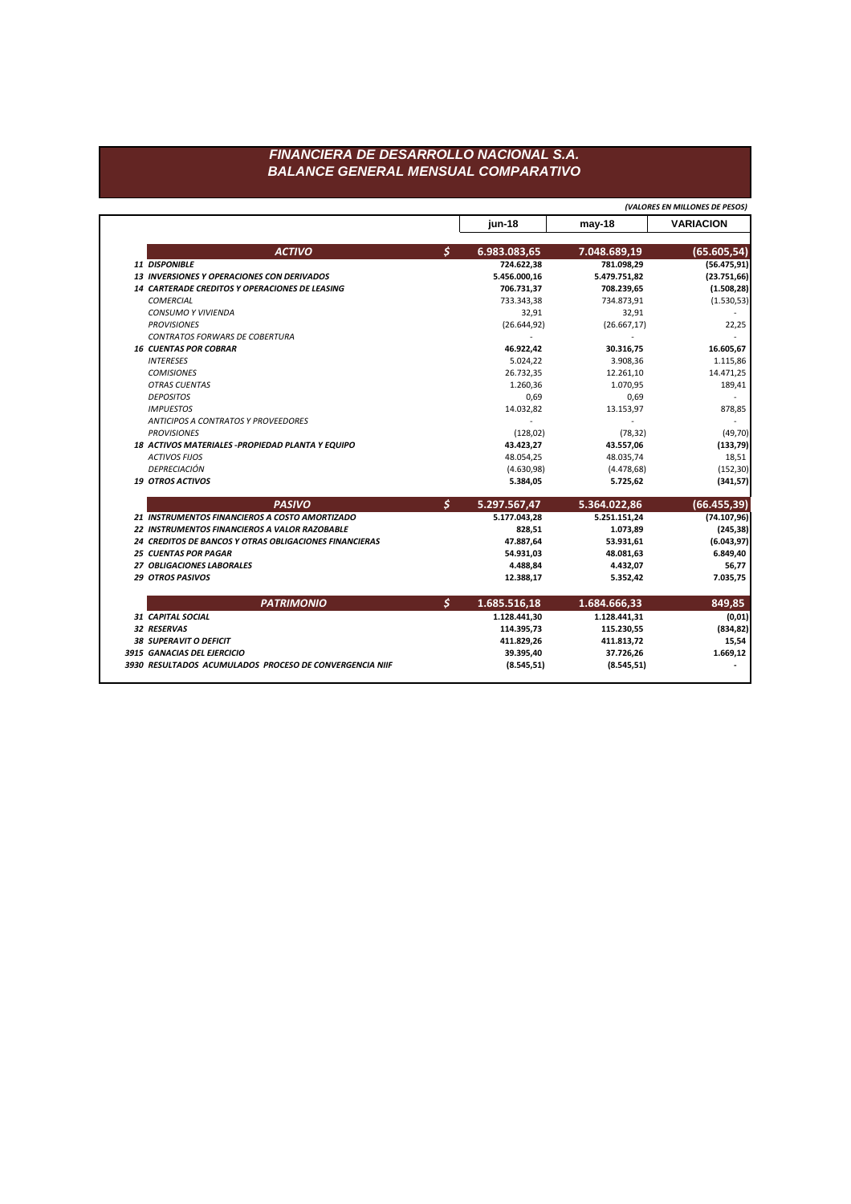# FINANCIERA DE DESARROLLO NACIONAL S.A.
## BALANCE GENERAL MENSUAL COMPARATIVO

*(VALORES EN MILLONES DE PESOS)*

| | | jun-18 | may-18 | VARIACION |
|---|---|---|---|---|
| **ACTIVO** | $ | **6.983.083,65** | **7.048.689,19** | **(65.605,54)** |
| **11 DISPONIBLE** | | **724.622,38** | **781.098,29** | **(56.475,91)** |
| **13 INVERSIONES Y OPERACIONES CON DERIVADOS** | | **5.456.000,16** | **5.479.751,82** | **(23.751,66)** |
| **14 CARTERADE CREDITOS Y OPERACIONES DE LEASING** | | **706.731,37** | **708.239,65** | **(1.508,28)** |
| *COMERCIAL* | | 733.343,38 | 734.873,91 | (1.530,53) |
| *CONSUMO Y VIVIENDA* | | 32,91 | 32,91 | - |
| *PROVISIONES* | | (26.644,92) | (26.667,17) | 22,25 |
| *CONTRATOS FORWARS DE COBERTURA* | | - | - | - |
| **16 CUENTAS POR COBRAR** | | **46.922,42** | **30.316,75** | **16.605,67** |
| *INTERESES* | | 5.024,22 | 3.908,36 | 1.115,86 |
| *COMISIONES* | | 26.732,35 | 12.261,10 | 14.471,25 |
| *OTRAS CUENTAS* | | 1.260,36 | 1.070,95 | 189,41 |
| *DEPOSITOS* | | 0,69 | 0,69 | - |
| *IMPUESTOS* | | 14.032,82 | 13.153,97 | 878,85 |
| *ANTICIPOS A CONTRATOS Y PROVEEDORES* | | - | - | - |
| *PROVISIONES* | | (128,02) | (78,32) | (49,70) |
| **18 ACTIVOS MATERIALES -PROPIEDAD PLANTA Y EQUIPO** | | **43.423,27** | **43.557,06** | **(133,79)** |
| *ACTIVOS FIJOS* | | 48.054,25 | 48.035,74 | 18,51 |
| *DEPRECIACIÓN* | | (4.630,98) | (4.478,68) | (152,30) |
| **19 OTROS ACTIVOS** | | **5.384,05** | **5.725,62** | **(341,57)** |
| **PASIVO** | $ | **5.297.567,47** | **5.364.022,86** | **(66.455,39)** |
| **21 INSTRUMENTOS FINANCIEROS A COSTO AMORTIZADO** | | **5.177.043,28** | **5.251.151,24** | **(74.107,96)** |
| **22 INSTRUMENTOS FINANCIEROS A VALOR RAZOBABLE** | | **828,51** | **1.073,89** | **(245,38)** |
| **24 CREDITOS DE BANCOS Y OTRAS OBLIGACIONES FINANCIERAS** | | **47.887,64** | **53.931,61** | **(6.043,97)** |
| **25 CUENTAS POR PAGAR** | | **54.931,03** | **48.081,63** | **6.849,40** |
| **27 OBLIGACIONES LABORALES** | | **4.488,84** | **4.432,07** | **56,77** |
| **29 OTROS PASIVOS** | | **12.388,17** | **5.352,42** | **7.035,75** |
| **PATRIMONIO** | $ | **1.685.516,18** | **1.684.666,33** | **849,85** |
| **31 CAPITAL SOCIAL** | | **1.128.441,30** | **1.128.441,31** | **(0,01)** |
| **32 RESERVAS** | | **114.395,73** | **115.230,55** | **(834,82)** |
| **38 SUPERAVIT O DEFICIT** | | **411.829,26** | **411.813,72** | **15,54** |
| **3915 GANACIAS DEL EJERCICIO** | | **39.395,40** | **37.726,26** | **1.669,12** |
| **3930 RESULTADOS ACUMULADOS PROCESO DE CONVERGENCIA NIIF** | | **(8.545,51)** | **(8.545,51)** | **-** |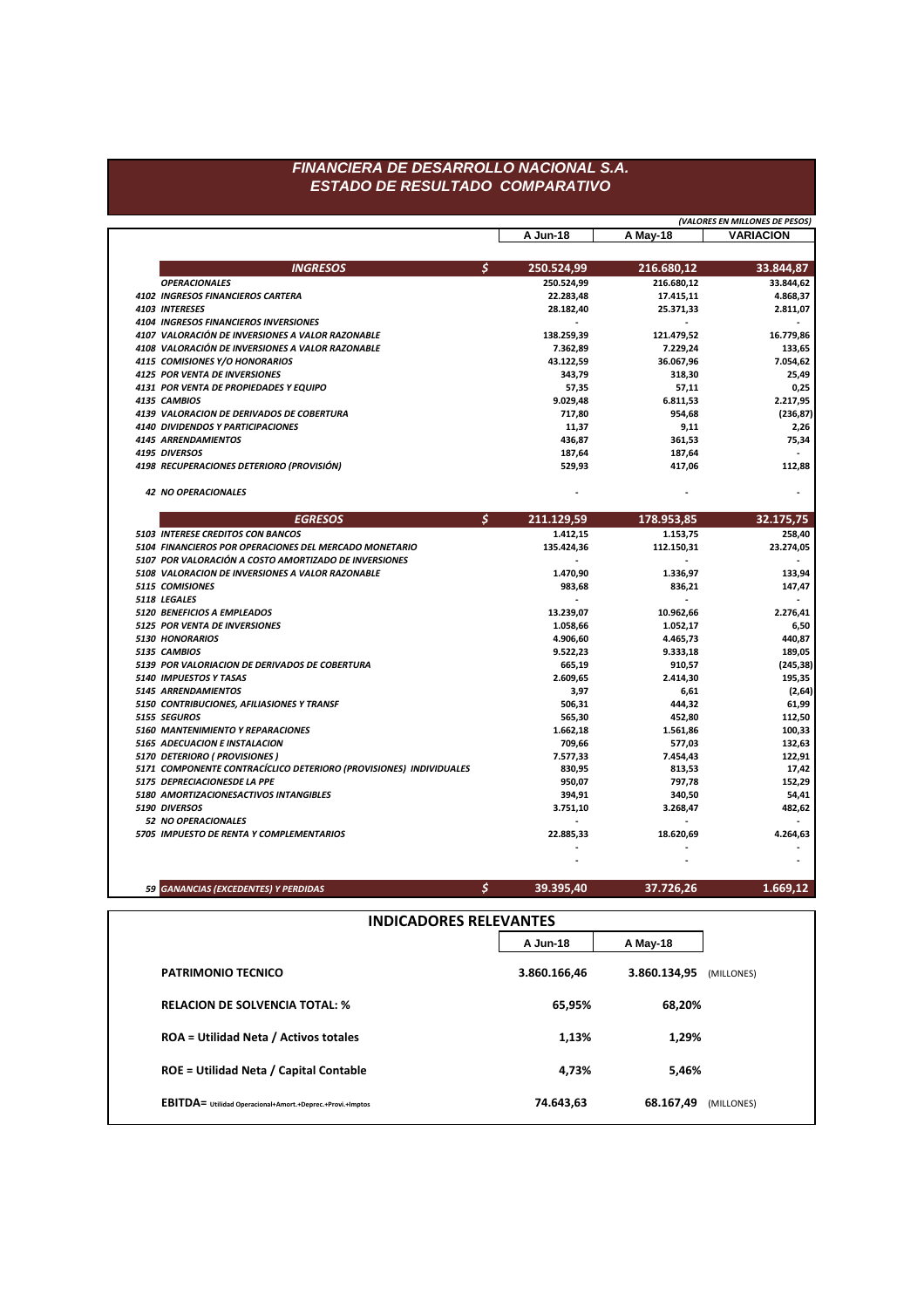# FINANCIERA DE DESARROLLO NACIONAL S.A.
## ESTADO DE RESULTADO COMPARATIVO

*(VALORES EN MILLONES DE PESOS)*

| | | A Jun-18 | A May-18 | VARIACION |
|---|---|---|---|---|
| **INGRESOS** | $ | **250.524,99** | **216.680,12** | **33.844,87** |
| *OPERACIONALES* | | 250.524,99 | 216.680,12 | 33.844,62 |
| 4102 INGRESOS FINANCIEROS CARTERA | | 22.283,48 | 17.415,11 | 4.868,37 |
| 4103 INTERESES | | 28.182,40 | 25.371,33 | 2.811,07 |
| 4104 INGRESOS FINANCIEROS INVERSIONES | | - | - | - |
| 4107 VALORACIÓN DE INVERSIONES A VALOR RAZONABLE | | 138.259,39 | 121.479,52 | 16.779,86 |
| 4108 VALORACIÓN DE INVERSIONES A VALOR RAZONABLE | | 7.362,89 | 7.229,24 | 133,65 |
| 4115 COMISIONES Y/O HONORARIOS | | 43.122,59 | 36.067,96 | 7.054,62 |
| 4125 POR VENTA DE INVERSIONES | | 343,79 | 318,30 | 25,49 |
| 4131 POR VENTA DE PROPIEDADES Y EQUIPO | | 57,35 | 57,11 | 0,25 |
| 4135 CAMBIOS | | 9.029,48 | 6.811,53 | 2.217,95 |
| 4139 VALORACION DE DERIVADOS DE COBERTURA | | 717,80 | 954,68 | (236,87) |
| 4140 DIVIDENDOS Y PARTICIPACIONES | | 11,37 | 9,11 | 2,26 |
| 4145 ARRENDAMIENTOS | | 436,87 | 361,53 | 75,34 |
| 4195 DIVERSOS | | 187,64 | 187,64 | - |
| 4198 RECUPERACIONES DETERIORO (PROVISIÓN) | | 529,93 | 417,06 | 112,88 |
| 42 NO OPERACIONALES | | - | - | - |
| **EGRESOS** | $ | **211.129,59** | **178.953,85** | **32.175,75** |
| 5103 INTERESE CREDITOS CON BANCOS | | 1.412,15 | 1.153,75 | 258,40 |
| 5104 FINANCIEROS POR OPERACIONES DEL MERCADO MONETARIO | | 135.424,36 | 112.150,31 | 23.274,05 |
| 5107 POR VALORACIÓN A COSTO AMORTIZADO DE INVERSIONES | | - | - | - |
| 5108 VALORACION DE INVERSIONES A VALOR RAZONABLE | | 1.470,90 | 1.336,97 | 133,94 |
| 5115 COMISIONES | | 983,68 | 836,21 | 147,47 |
| 5118 LEGALES | | - | - | - |
| 5120 BENEFICIOS A EMPLEADOS | | 13.239,07 | 10.962,66 | 2.276,41 |
| 5125 POR VENTA DE INVERSIONES | | 1.058,66 | 1.052,17 | 6,50 |
| 5130 HONORARIOS | | 4.906,60 | 4.465,73 | 440,87 |
| 5135 CAMBIOS | | 9.522,23 | 9.333,18 | 189,05 |
| 5139 POR VALORIACION DE DERIVADOS DE COBERTURA | | 665,19 | 910,57 | (245,38) |
| 5140 IMPUESTOS Y TASAS | | 2.609,65 | 2.414,30 | 195,35 |
| 5145 ARRENDAMIENTOS | | 3,97 | 6,61 | (2,64) |
| 5150 CONTRIBUCIONES, AFILIASIONES Y TRANSF | | 506,31 | 444,32 | 61,99 |
| 5155 SEGUROS | | 565,30 | 452,80 | 112,50 |
| 5160 MANTENIMIENTO Y REPARACIONES | | 1.662,18 | 1.561,86 | 100,33 |
| 5165 ADECUACION E INSTALACION | | 709,66 | 577,03 | 132,63 |
| 5170 DETERIORO ( PROVISIONES ) | | 7.577,33 | 7.454,43 | 122,91 |
| 5171 COMPONENTE CONTRACÍCLICO DETERIORO (PROVISIONES) INDIVIDUALES | | 830,95 | 813,53 | 17,42 |
| 5175 DEPRECIACIONESDE LA PPE | | 950,07 | 797,78 | 152,29 |
| 5180 AMORTIZACIONESACTIVOS INTANGIBLES | | 394,91 | 340,50 | 54,41 |
| 5190 DIVERSOS | | 3.751,10 | 3.268,47 | 482,62 |
| 52 NO OPERACIONALES | | - | - | - |
| 5705 IMPUESTO DE RENTA Y COMPLEMENTARIOS | | 22.885,33 | 18.620,69 | 4.264,63 |
| | | - | - | - |
| | | - | - | - |
| **59 GANANCIAS (EXCEDENTES) Y PERDIDAS** | $ | **39.395,40** | **37.726,26** | **1.669,12** |

## INDICADORES RELEVANTES

| | A Jun-18 | A May-18 | |
|---|---|---|---|
| **PATRIMONIO TECNICO** | 3.860.166,46 | 3.860.134,95 | (MILLONES) |
| **RELACION DE SOLVENCIA TOTAL: %** | 65,95% | 68,20% | |
| **ROA = Utilidad Neta / Activos totales** | 1,13% | 1,29% | |
| **ROE = Utilidad Neta / Capital Contable** | 4,73% | 5,46% | |
| **EBITDA=** Utilidad Operacional+Amort.+Deprec.+Provi.+Imptos | 74.643,63 | 68.167,49 | (MILLONES) |